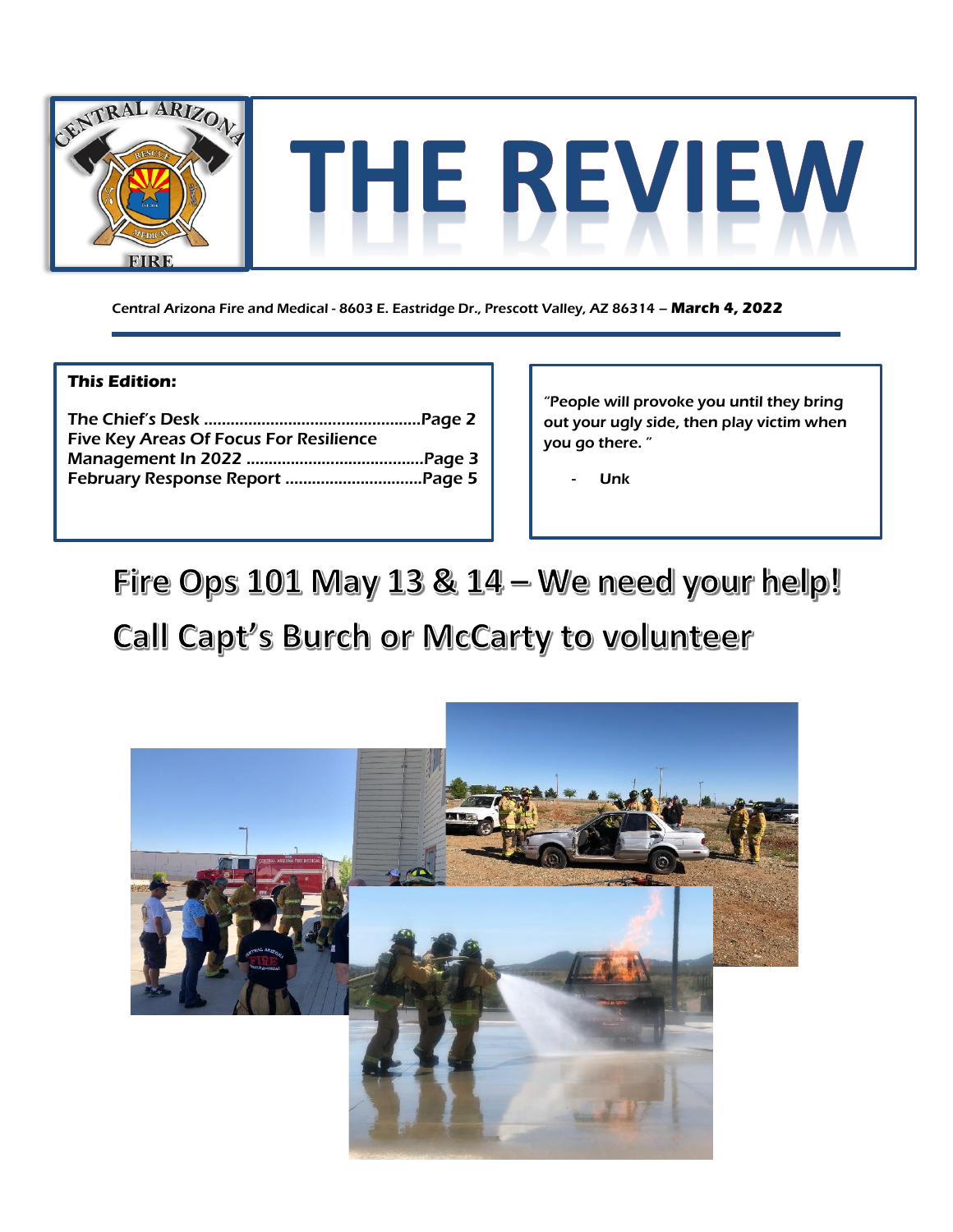# THE REVIEW

Central Arizona Fire and Medical - 8603 E. Eastridge Dr., Prescott Valley, AZ 86314 – **March 4, 2022**

**This Edition:**

The Chief's Desk ................................................Page 2
Five Key Areas Of Focus For Resilience Management In 2022 .......................................Page 3
February Response Report ..............................Page 5

"People will provoke you until they bring out your ugly side, then play victim when you go there. "

- Unk

## Fire Ops 101 May 13 & 14 – We need your help!

## Call Capt's Burch or McCarty to volunteer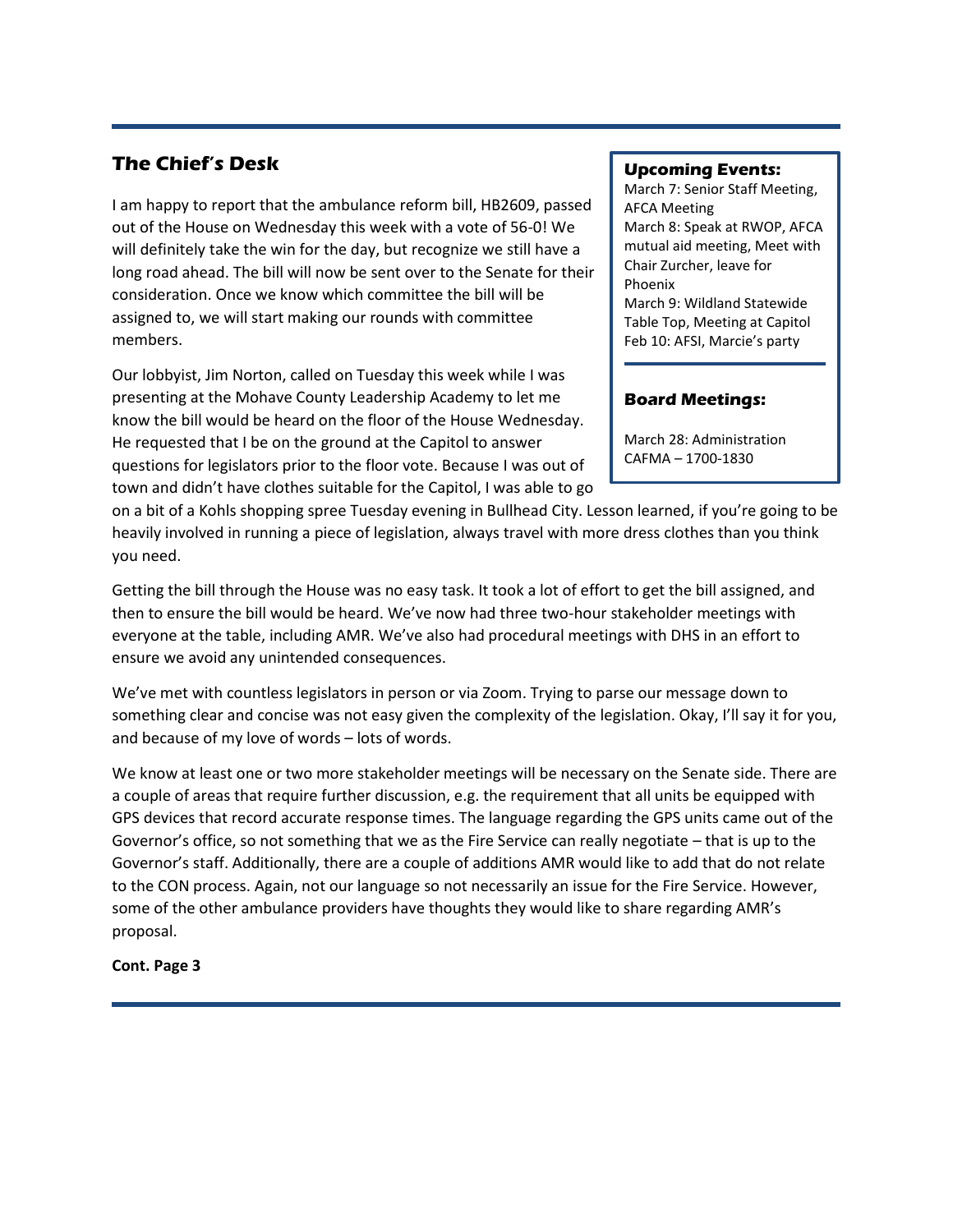## The Chief's Desk

I am happy to report that the ambulance reform bill, HB2609, passed out of the House on Wednesday this week with a vote of 56-0! We will definitely take the win for the day, but recognize we still have a long road ahead. The bill will now be sent over to the Senate for their consideration. Once we know which committee the bill will be assigned to, we will start making our rounds with committee members.

Our lobbyist, Jim Norton, called on Tuesday this week while I was presenting at the Mohave County Leadership Academy to let me know the bill would be heard on the floor of the House Wednesday. He requested that I be on the ground at the Capitol to answer questions for legislators prior to the floor vote. Because I was out of town and didn't have clothes suitable for the Capitol, I was able to go on a bit of a Kohls shopping spree Tuesday evening in Bullhead City. Lesson learned, if you're going to be heavily involved in running a piece of legislation, always travel with more dress clothes than you think you need.

Getting the bill through the House was no easy task. It took a lot of effort to get the bill assigned, and then to ensure the bill would be heard. We've now had three two-hour stakeholder meetings with everyone at the table, including AMR. We've also had procedural meetings with DHS in an effort to ensure we avoid any unintended consequences.

We've met with countless legislators in person or via Zoom. Trying to parse our message down to something clear and concise was not easy given the complexity of the legislation. Okay, I'll say it for you, and because of my love of words – lots of words.

We know at least one or two more stakeholder meetings will be necessary on the Senate side. There are a couple of areas that require further discussion, e.g. the requirement that all units be equipped with GPS devices that record accurate response times. The language regarding the GPS units came out of the Governor's office, so not something that we as the Fire Service can really negotiate – that is up to the Governor's staff. Additionally, there are a couple of additions AMR would like to add that do not relate to the CON process. Again, not our language so not necessarily an issue for the Fire Service. However, some of the other ambulance providers have thoughts they would like to share regarding AMR's proposal.

**Cont. Page 3**

### Upcoming Events:

March 7: Senior Staff Meeting, AFCA Meeting
March 8: Speak at RWOP, AFCA mutual aid meeting, Meet with Chair Zurcher, leave for Phoenix
March 9: Wildland Statewide Table Top, Meeting at Capitol
Feb 10: AFSI, Marcie's party

### Board Meetings:

March 28: Administration CAFMA – 1700-1830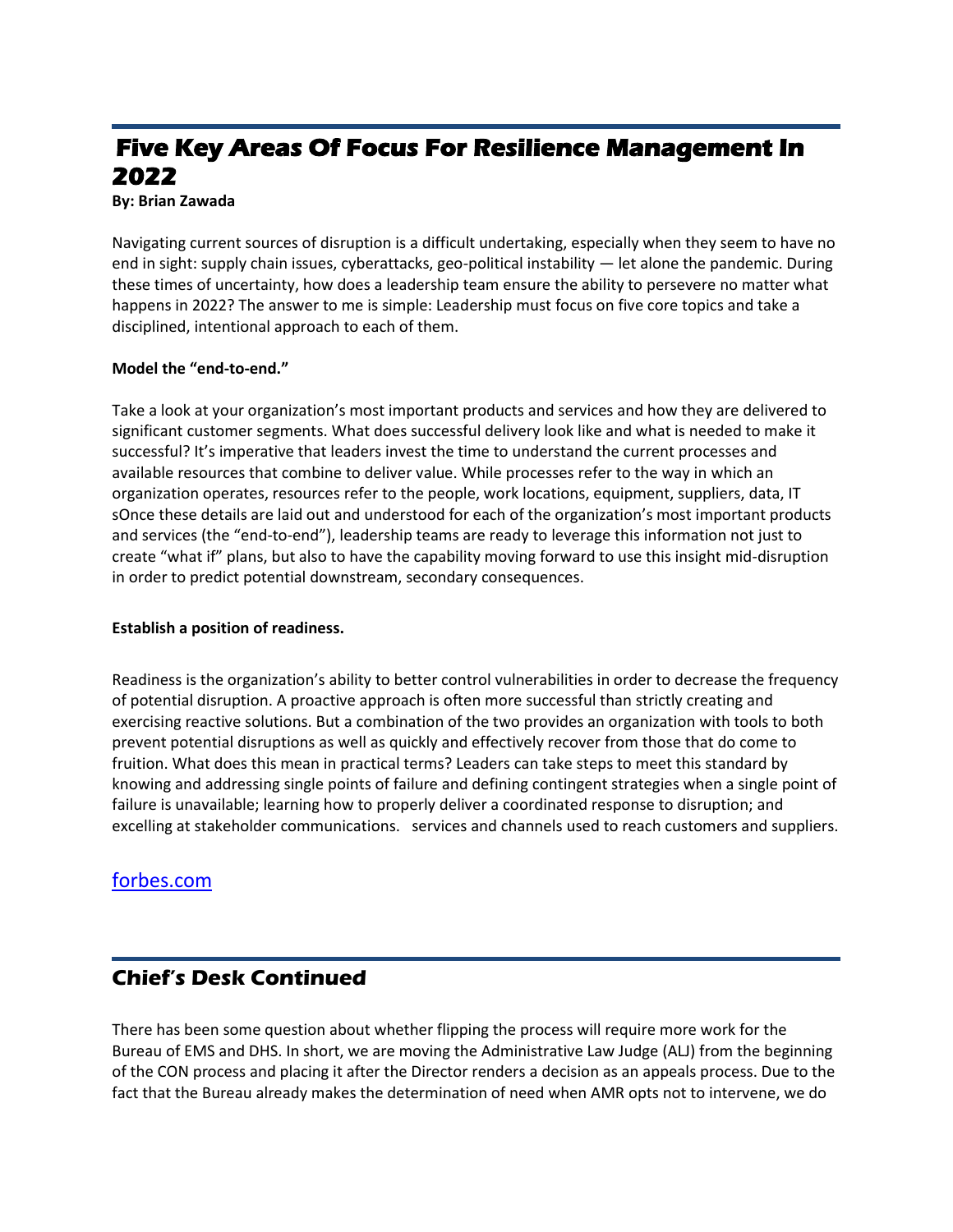## Five Key Areas Of Focus For Resilience Management In 2022

**By: Brian Zawada**

Navigating current sources of disruption is a difficult undertaking, especially when they seem to have no end in sight: supply chain issues, cyberattacks, geo-political instability — let alone the pandemic. During these times of uncertainty, how does a leadership team ensure the ability to persevere no matter what happens in 2022? The answer to me is simple: Leadership must focus on five core topics and take a disciplined, intentional approach to each of them.

**Model the "end-to-end."**

Take a look at your organization's most important products and services and how they are delivered to significant customer segments. What does successful delivery look like and what is needed to make it successful? It's imperative that leaders invest the time to understand the current processes and available resources that combine to deliver value. While processes refer to the way in which an organization operates, resources refer to the people, work locations, equipment, suppliers, data, IT sOnce these details are laid out and understood for each of the organization's most important products and services (the "end-to-end"), leadership teams are ready to leverage this information not just to create "what if" plans, but also to have the capability moving forward to use this insight mid-disruption in order to predict potential downstream, secondary consequences.

**Establish a position of readiness.**

Readiness is the organization's ability to better control vulnerabilities in order to decrease the frequency of potential disruption. A proactive approach is often more successful than strictly creating and exercising reactive solutions. But a combination of the two provides an organization with tools to both prevent potential disruptions as well as quickly and effectively recover from those that do come to fruition. What does this mean in practical terms? Leaders can take steps to meet this standard by knowing and addressing single points of failure and defining contingent strategies when a single point of failure is unavailable; learning how to properly deliver a coordinated response to disruption; and excelling at stakeholder communications.   services and channels used to reach customers and suppliers.

forbes.com

## Chief's Desk Continued

There has been some question about whether flipping the process will require more work for the Bureau of EMS and DHS. In short, we are moving the Administrative Law Judge (ALJ) from the beginning of the CON process and placing it after the Director renders a decision as an appeals process. Due to the fact that the Bureau already makes the determination of need when AMR opts not to intervene, we do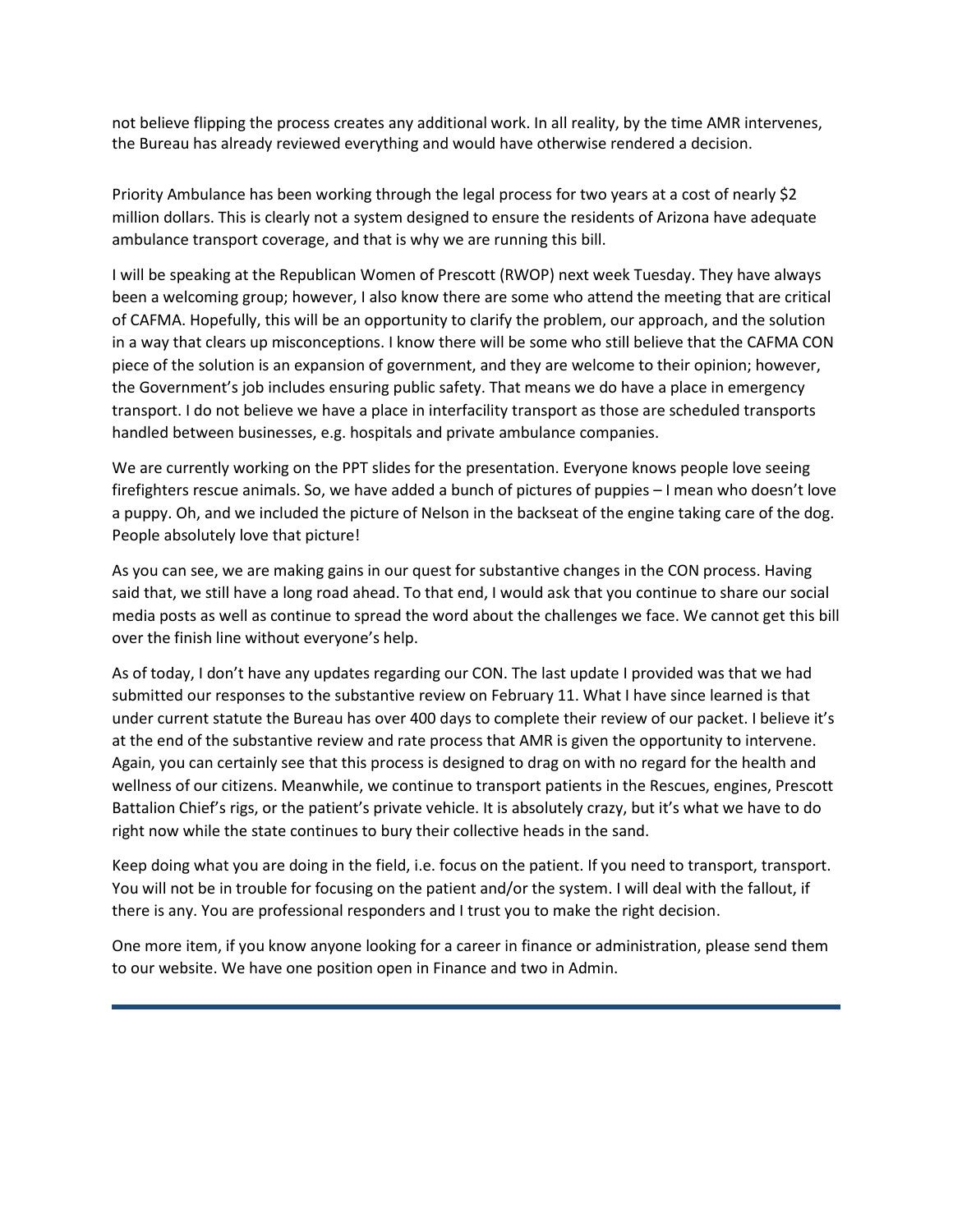not believe flipping the process creates any additional work. In all reality, by the time AMR intervenes, the Bureau has already reviewed everything and would have otherwise rendered a decision.

Priority Ambulance has been working through the legal process for two years at a cost of nearly $2 million dollars. This is clearly not a system designed to ensure the residents of Arizona have adequate ambulance transport coverage, and that is why we are running this bill.

I will be speaking at the Republican Women of Prescott (RWOP) next week Tuesday. They have always been a welcoming group; however, I also know there are some who attend the meeting that are critical of CAFMA. Hopefully, this will be an opportunity to clarify the problem, our approach, and the solution in a way that clears up misconceptions. I know there will be some who still believe that the CAFMA CON piece of the solution is an expansion of government, and they are welcome to their opinion; however, the Government's job includes ensuring public safety. That means we do have a place in emergency transport. I do not believe we have a place in interfacility transport as those are scheduled transports handled between businesses, e.g. hospitals and private ambulance companies.

We are currently working on the PPT slides for the presentation. Everyone knows people love seeing firefighters rescue animals. So, we have added a bunch of pictures of puppies – I mean who doesn't love a puppy. Oh, and we included the picture of Nelson in the backseat of the engine taking care of the dog. People absolutely love that picture!

As you can see, we are making gains in our quest for substantive changes in the CON process. Having said that, we still have a long road ahead. To that end, I would ask that you continue to share our social media posts as well as continue to spread the word about the challenges we face. We cannot get this bill over the finish line without everyone's help.

As of today, I don't have any updates regarding our CON. The last update I provided was that we had submitted our responses to the substantive review on February 11. What I have since learned is that under current statute the Bureau has over 400 days to complete their review of our packet. I believe it's at the end of the substantive review and rate process that AMR is given the opportunity to intervene. Again, you can certainly see that this process is designed to drag on with no regard for the health and wellness of our citizens. Meanwhile, we continue to transport patients in the Rescues, engines, Prescott Battalion Chief's rigs, or the patient's private vehicle. It is absolutely crazy, but it's what we have to do right now while the state continues to bury their collective heads in the sand.

Keep doing what you are doing in the field, i.e. focus on the patient. If you need to transport, transport. You will not be in trouble for focusing on the patient and/or the system. I will deal with the fallout, if there is any. You are professional responders and I trust you to make the right decision.

One more item, if you know anyone looking for a career in finance or administration, please send them to our website. We have one position open in Finance and two in Admin.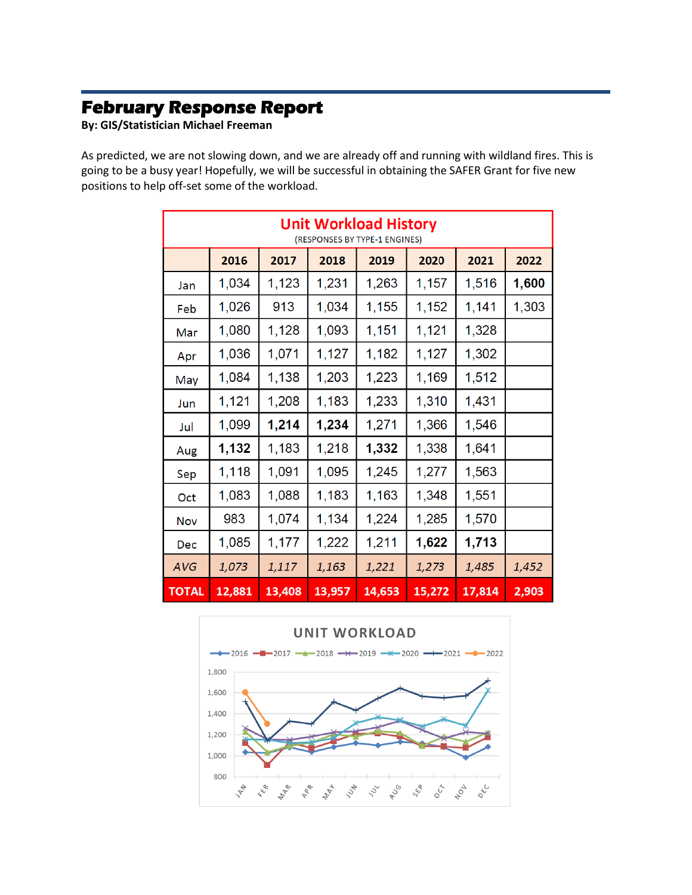## February Response Report

**By: GIS/Statistician Michael Freeman**

As predicted, we are not slowing down, and we are already off and running with wildland fires. This is going to be a busy year! Hopefully, we will be successful in obtaining the SAFER Grant for five new positions to help off-set some of the workload.

**Unit Workload History**
(RESPONSES BY TYPE-1 ENGINES)

| | 2016 | 2017 | 2018 | 2019 | 2020 | 2021 | 2022 |
|---|---|---|---|---|---|---|---|
| Jan | 1,034 | 1,123 | 1,231 | 1,263 | 1,157 | 1,516 | **1,600** |
| Feb | 1,026 | 913 | 1,034 | 1,155 | 1,152 | 1,141 | 1,303 |
| Mar | 1,080 | 1,128 | 1,093 | 1,151 | 1,121 | 1,328 | |
| Apr | 1,036 | 1,071 | 1,127 | 1,182 | 1,127 | 1,302 | |
| May | 1,084 | 1,138 | 1,203 | 1,223 | 1,169 | 1,512 | |
| Jun | 1,121 | 1,208 | 1,183 | 1,233 | 1,310 | 1,431 | |
| Jul | 1,099 | **1,214** | **1,234** | 1,271 | 1,366 | 1,546 | |
| Aug | **1,132** | 1,183 | 1,218 | **1,332** | 1,338 | 1,641 | |
| Sep | 1,118 | 1,091 | 1,095 | 1,245 | 1,277 | 1,563 | |
| Oct | 1,083 | 1,088 | 1,183 | 1,163 | 1,348 | 1,551 | |
| Nov | 983 | 1,074 | 1,134 | 1,224 | 1,285 | 1,570 | |
| Dec | 1,085 | 1,177 | 1,222 | 1,211 | **1,622** | **1,713** | |
| *AVG* | *1,073* | *1,117* | *1,163* | *1,221* | *1,273* | *1,485* | *1,452* |
| **TOTAL** | **12,881** | **13,408** | **13,957** | **14,653** | **15,272** | **17,814** | **2,903** |

**UNIT WORKLOAD**

Legend: 2016, 2017, 2018, 2019, 2020, 2021, 2022

Y-axis: 800, 1,000, 1,200, 1,400, 1,600, 1,800

X-axis: JAN, FEB, MAR, APR, MAY, JUN, JUL, AUG, SEP, OCT, NOV, DEC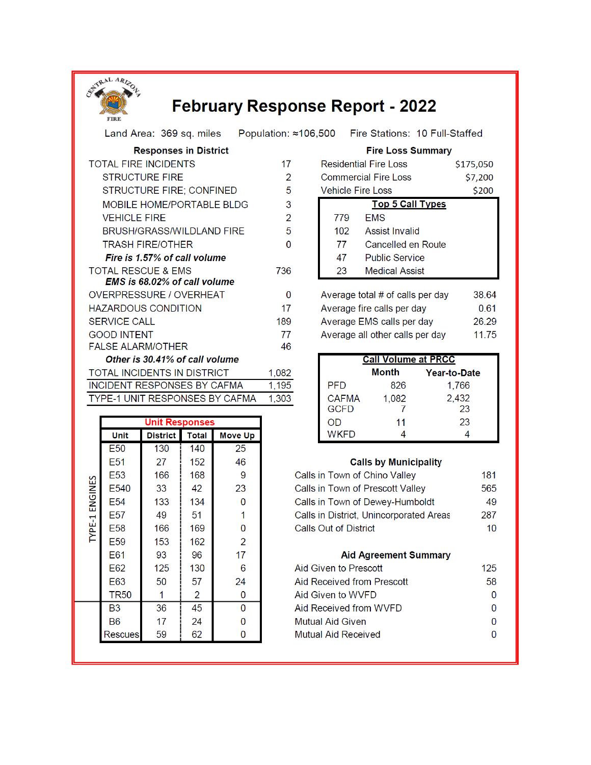CENTRAL ARIZONA FIRE

# February Response Report - 2022

Land Area: 369 sq. miles    Population: ≈106,500    Fire Stations: 10 Full-Staffed

### Responses in District

| | |
|---|---|
| TOTAL FIRE INCIDENTS | 17 |
| STRUCTURE FIRE | 2 |
| STRUCTURE FIRE; CONFINED | 5 |
| MOBILE HOME/PORTABLE BLDG | 3 |
| VEHICLE FIRE | 2 |
| BRUSH/GRASS/WILDLAND FIRE | 5 |
| TRASH FIRE/OTHER | 0 |
| ***Fire is 1.57% of call volume*** | |
| TOTAL RESCUE & EMS | 736 |
| ***EMS is 68.02% of call volume*** | |
| OVERPRESSURE / OVERHEAT | 0 |
| HAZARDOUS CONDITION | 17 |
| SERVICE CALL | 189 |
| GOOD INTENT | 77 |
| FALSE ALARM/OTHER | 46 |
| ***Other is 30.41% of call volume*** | |
| TOTAL INCIDENTS IN DISTRICT | 1,082 |
| INCIDENT RESPONSES BY CAFMA | 1,195 |
| TYPE-1 UNIT RESPONSES BY CAFMA | 1,303 |

### Unit Responses

| | Unit | District | Total | Move Up |
|---|---|---|---|---|
| TYPE-1 ENGINES | E50 | 130 | 140 | 25 |
| | E51 | 27 | 152 | 46 |
| | E53 | 166 | 168 | 9 |
| | E540 | 33 | 42 | 23 |
| | E54 | 133 | 134 | 0 |
| | E57 | 49 | 51 | 1 |
| | E58 | 166 | 169 | 0 |
| | E59 | 153 | 162 | 2 |
| | E61 | 93 | 96 | 17 |
| | E62 | 125 | 130 | 6 |
| | E63 | 50 | 57 | 24 |
| | TR50 | 1 | 2 | 0 |
| | B3 | 36 | 45 | 0 |
| | B6 | 17 | 24 | 0 |
| | Rescues | 59 | 62 | 0 |

### Fire Loss Summary

| | |
|---|---|
| Residential Fire Loss | $175,050 |
| Commercial Fire Loss | $7,200 |
| Vehicle Fire Loss | $200 |

### Top 5 Call Types

| | |
|---|---|
| 779 | EMS |
| 102 | Assist Invalid |
| 77 | Cancelled en Route |
| 47 | Public Service |
| 23 | Medical Assist |

| | |
|---|---|
| Average total # of calls per day | 38.64 |
| Average fire calls per day | 0.61 |
| Average EMS calls per day | 26.29 |
| Average all other calls per day | 11.75 |

### Call Volume at PRCC

| | Month | Year-to-Date |
|---|---|---|
| PFD | 826 | 1,766 |
| CAFMA | 1,082 | 2,432 |
| GCFD | 7 | 23 |
| OD | 11 | 23 |
| WKFD | 4 | 4 |

### Calls by Municipality

| | |
|---|---|
| Calls in Town of Chino Valley | 181 |
| Calls in Town of Prescott Valley | 565 |
| Calls in Town of Dewey-Humboldt | 49 |
| Calls in District, Unincorporated Areas | 287 |
| Calls Out of District | 10 |

### Aid Agreement Summary

| | |
|---|---|
| Aid Given to Prescott | 125 |
| Aid Received from Prescott | 58 |
| Aid Given to WVFD | 0 |
| Aid Received from WVFD | 0 |
| Mutual Aid Given | 0 |
| Mutual Aid Received | 0 |